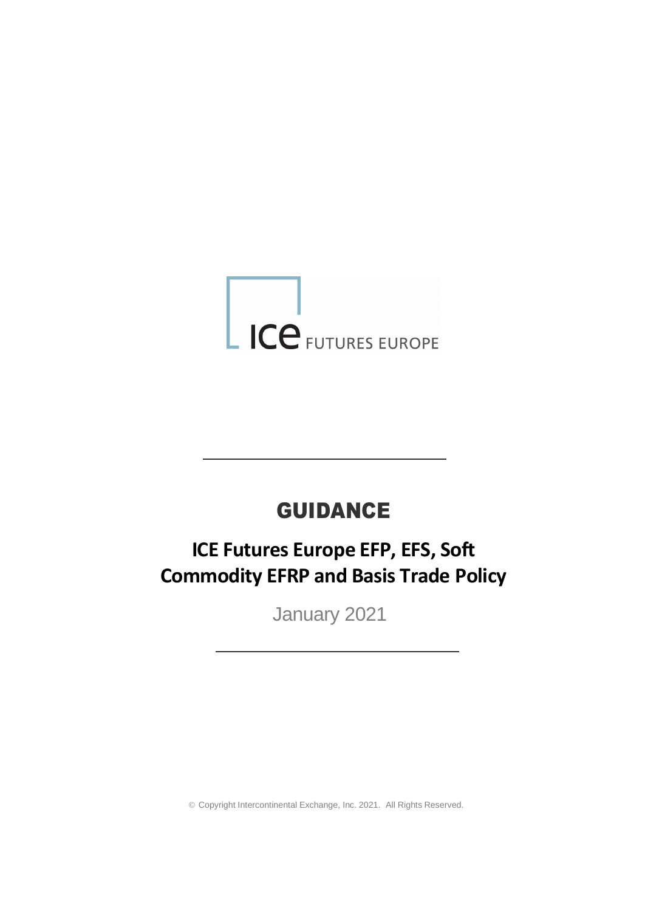ICE FUTURES EUROPE

# GUIDANCE

## ICE Futures Europe EFP, EFS, Soft Commodity EFRP and Basis Trade Policy

January 2021

© Copyright Intercontinental Exchange, Inc. 2021. All Rights Reserved.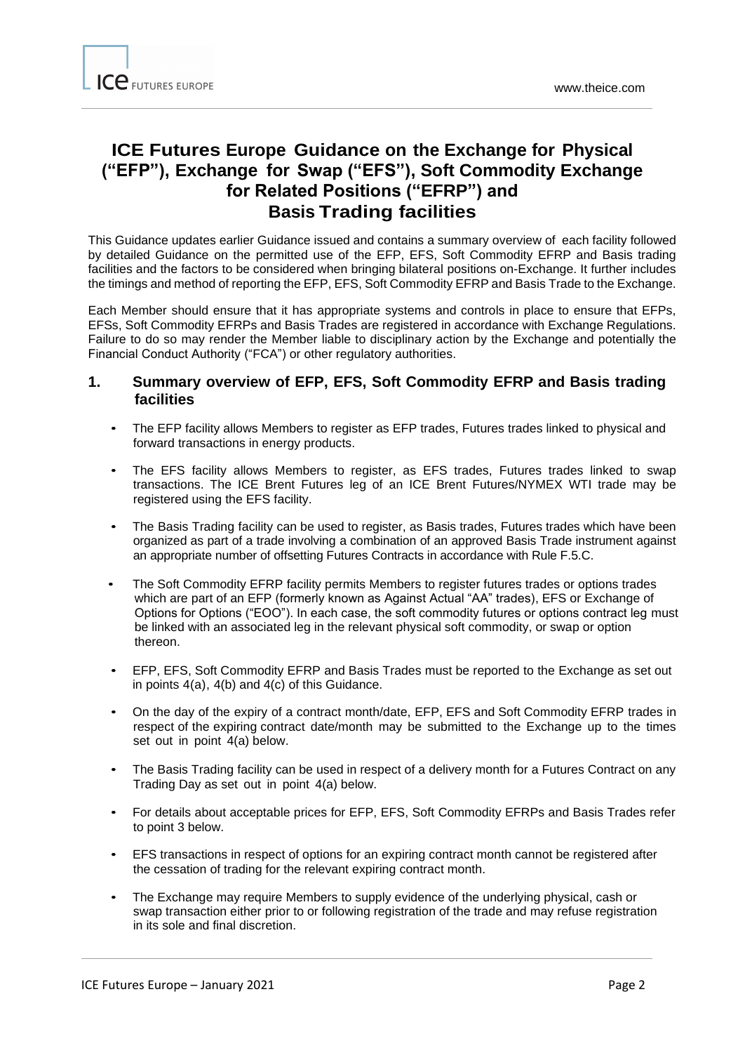# ICE Futures Europe Guidance on the Exchange for Physical ("EFP"), Exchange for Swap ("EFS"), Soft Commodity Exchange for Related Positions ("EFRP") and Basis Trading facilities

This Guidance updates earlier Guidance issued and contains a summary overview of each facility followed by detailed Guidance on the permitted use of the EFP, EFS, Soft Commodity EFRP and Basis trading facilities and the factors to be considered when bringing bilateral positions on-Exchange. It further includes the timings and method of reporting the EFP, EFS, Soft Commodity EFRP and Basis Trade to the Exchange.

Each Member should ensure that it has appropriate systems and controls in place to ensure that EFPs, EFSs, Soft Commodity EFRPs and Basis Trades are registered in accordance with Exchange Regulations. Failure to do so may render the Member liable to disciplinary action by the Exchange and potentially the Financial Conduct Authority ("FCA") or other regulatory authorities.

## 1. Summary overview of EFP, EFS, Soft Commodity EFRP and Basis trading facilities

- The EFP facility allows Members to register as EFP trades, Futures trades linked to physical and forward transactions in energy products.
- The EFS facility allows Members to register, as EFS trades, Futures trades linked to swap transactions. The ICE Brent Futures leg of an ICE Brent Futures/NYMEX WTI trade may be registered using the EFS facility.
- The Basis Trading facility can be used to register, as Basis trades, Futures trades which have been organized as part of a trade involving a combination of an approved Basis Trade instrument against an appropriate number of offsetting Futures Contracts in accordance with Rule F.5.C.
- The Soft Commodity EFRP facility permits Members to register futures trades or options trades which are part of an EFP (formerly known as Against Actual "AA" trades), EFS or Exchange of Options for Options ("EOO"). In each case, the soft commodity futures or options contract leg must be linked with an associated leg in the relevant physical soft commodity, or swap or option thereon.
- EFP, EFS, Soft Commodity EFRP and Basis Trades must be reported to the Exchange as set out in points 4(a), 4(b) and 4(c) of this Guidance.
- On the day of the expiry of a contract month/date, EFP, EFS and Soft Commodity EFRP trades in respect of the expiring contract date/month may be submitted to the Exchange up to the times set out in point 4(a) below.
- The Basis Trading facility can be used in respect of a delivery month for a Futures Contract on any Trading Day as set out in point 4(a) below.
- For details about acceptable prices for EFP, EFS, Soft Commodity EFRPs and Basis Trades refer to point 3 below.
- EFS transactions in respect of options for an expiring contract month cannot be registered after the cessation of trading for the relevant expiring contract month.
- The Exchange may require Members to supply evidence of the underlying physical, cash or swap transaction either prior to or following registration of the trade and may refuse registration in its sole and final discretion.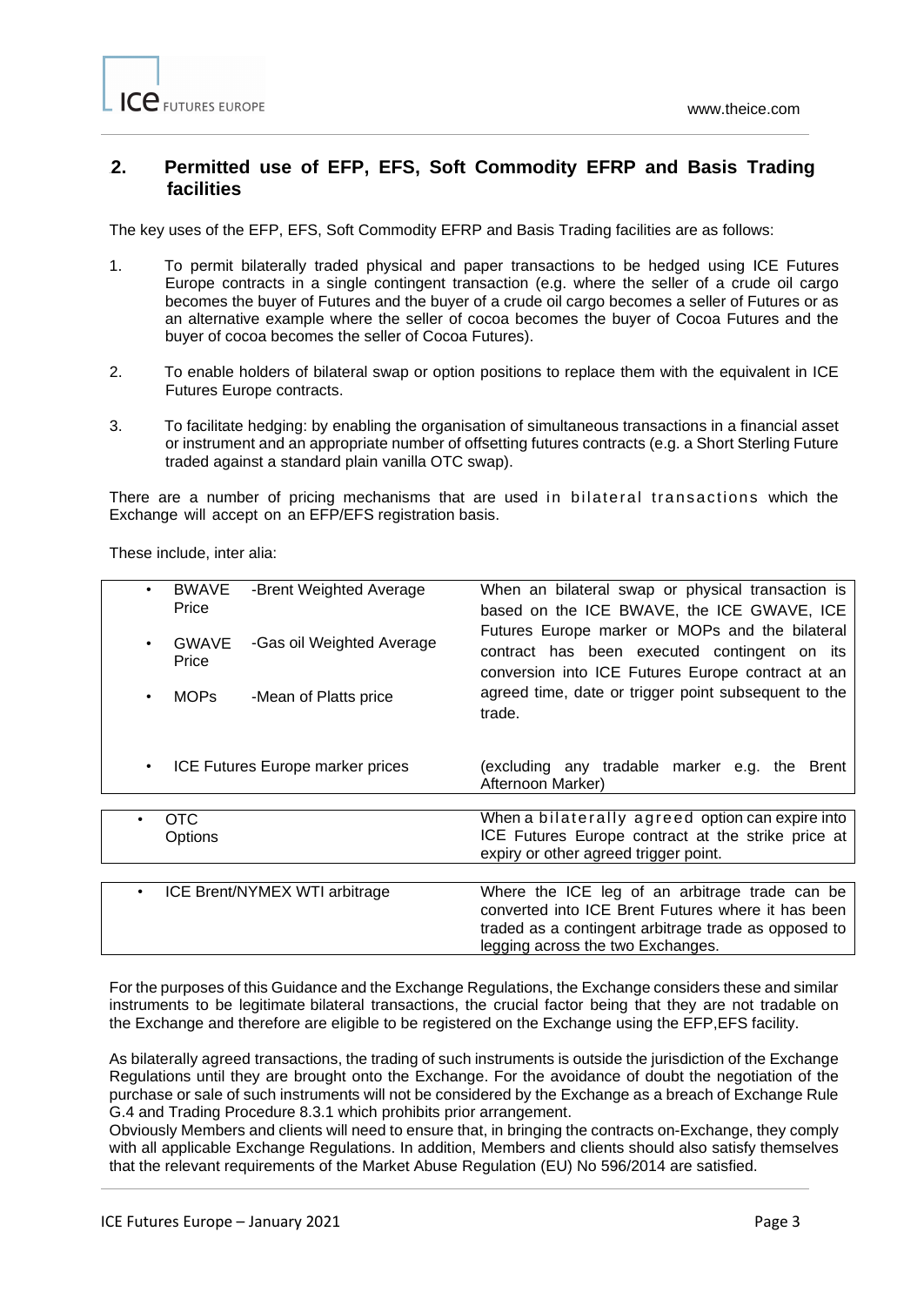## 2. Permitted use of EFP, EFS, Soft Commodity EFRP and Basis Trading facilities

The key uses of the EFP, EFS, Soft Commodity EFRP and Basis Trading facilities are as follows:

1. To permit bilaterally traded physical and paper transactions to be hedged using ICE Futures Europe contracts in a single contingent transaction (e.g. where the seller of a crude oil cargo becomes the buyer of Futures and the buyer of a crude oil cargo becomes a seller of Futures or as an alternative example where the seller of cocoa becomes the buyer of Cocoa Futures and the buyer of cocoa becomes the seller of Cocoa Futures).

2. To enable holders of bilateral swap or option positions to replace them with the equivalent in ICE Futures Europe contracts.

3. To facilitate hedging: by enabling the organisation of simultaneous transactions in a financial asset or instrument and an appropriate number of offsetting futures contracts (e.g. a Short Sterling Future traded against a standard plain vanilla OTC swap).

There are a number of pricing mechanisms that are used in bilateral transactions which the Exchange will accept on an EFP/EFS registration basis.

These include, inter alia:

| | |
|---|---|
| • BWAVE Price -Brent Weighted Average<br>• GWAVE Price -Gas oil Weighted Average<br>• MOPs -Mean of Platts price | When an bilateral swap or physical transaction is based on the ICE BWAVE, the ICE GWAVE, ICE Futures Europe marker or MOPs and the bilateral contract has been executed contingent on its conversion into ICE Futures Europe contract at an agreed time, date or trigger point subsequent to the trade. |
| • ICE Futures Europe marker prices | (excluding any tradable marker e.g. the Brent Afternoon Marker) |
| • OTC Options | When a bilaterally agreed option can expire into ICE Futures Europe contract at the strike price at expiry or other agreed trigger point. |
| • ICE Brent/NYMEX WTI arbitrage | Where the ICE leg of an arbitrage trade can be converted into ICE Brent Futures where it has been traded as a contingent arbitrage trade as opposed to legging across the two Exchanges. |

For the purposes of this Guidance and the Exchange Regulations, the Exchange considers these and similar instruments to be legitimate bilateral transactions, the crucial factor being that they are not tradable on the Exchange and therefore are eligible to be registered on the Exchange using the EFP,EFS facility.

As bilaterally agreed transactions, the trading of such instruments is outside the jurisdiction of the Exchange Regulations until they are brought onto the Exchange. For the avoidance of doubt the negotiation of the purchase or sale of such instruments will not be considered by the Exchange as a breach of Exchange Rule G.4 and Trading Procedure 8.3.1 which prohibits prior arrangement.

Obviously Members and clients will need to ensure that, in bringing the contracts on-Exchange, they comply with all applicable Exchange Regulations. In addition, Members and clients should also satisfy themselves that the relevant requirements of the Market Abuse Regulation (EU) No 596/2014 are satisfied.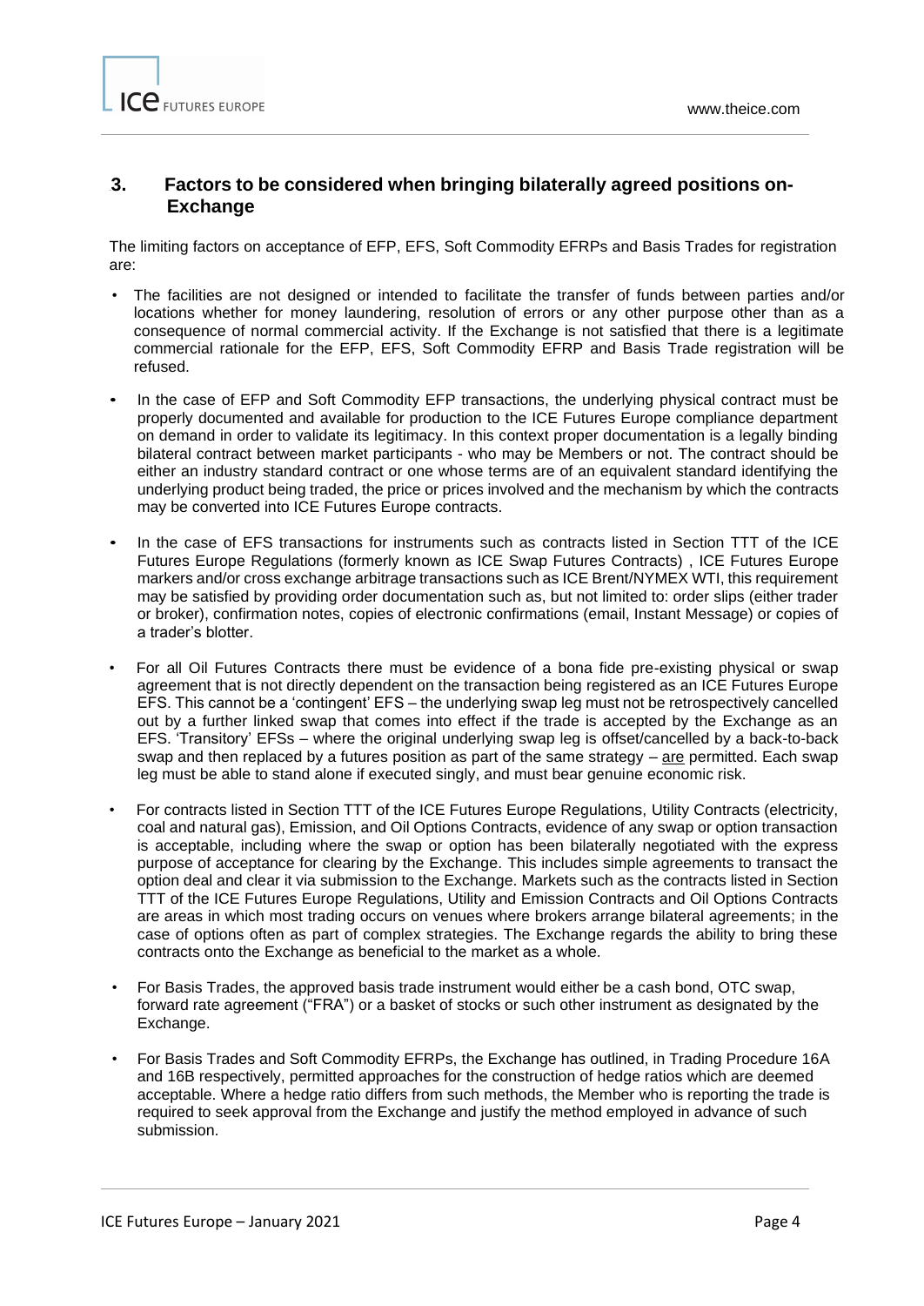## 3. Factors to be considered when bringing bilaterally agreed positions on-Exchange

The limiting factors on acceptance of EFP, EFS, Soft Commodity EFRPs and Basis Trades for registration are:

- The facilities are not designed or intended to facilitate the transfer of funds between parties and/or locations whether for money laundering, resolution of errors or any other purpose other than as a consequence of normal commercial activity. If the Exchange is not satisfied that there is a legitimate commercial rationale for the EFP, EFS, Soft Commodity EFRP and Basis Trade registration will be refused.
- In the case of EFP and Soft Commodity EFP transactions, the underlying physical contract must be properly documented and available for production to the ICE Futures Europe compliance department on demand in order to validate its legitimacy. In this context proper documentation is a legally binding bilateral contract between market participants - who may be Members or not. The contract should be either an industry standard contract or one whose terms are of an equivalent standard identifying the underlying product being traded, the price or prices involved and the mechanism by which the contracts may be converted into ICE Futures Europe contracts.
- In the case of EFS transactions for instruments such as contracts listed in Section TTT of the ICE Futures Europe Regulations (formerly known as ICE Swap Futures Contracts) , ICE Futures Europe markers and/or cross exchange arbitrage transactions such as ICE Brent/NYMEX WTI, this requirement may be satisfied by providing order documentation such as, but not limited to: order slips (either trader or broker), confirmation notes, copies of electronic confirmations (email, Instant Message) or copies of a trader's blotter.
- For all Oil Futures Contracts there must be evidence of a bona fide pre-existing physical or swap agreement that is not directly dependent on the transaction being registered as an ICE Futures Europe EFS. This cannot be a 'contingent' EFS – the underlying swap leg must not be retrospectively cancelled out by a further linked swap that comes into effect if the trade is accepted by the Exchange as an EFS. 'Transitory' EFSs – where the original underlying swap leg is offset/cancelled by a back-to-back swap and then replaced by a futures position as part of the same strategy – <u>are</u> permitted. Each swap leg must be able to stand alone if executed singly, and must bear genuine economic risk.
- For contracts listed in Section TTT of the ICE Futures Europe Regulations, Utility Contracts (electricity, coal and natural gas), Emission, and Oil Options Contracts, evidence of any swap or option transaction is acceptable, including where the swap or option has been bilaterally negotiated with the express purpose of acceptance for clearing by the Exchange. This includes simple agreements to transact the option deal and clear it via submission to the Exchange. Markets such as the contracts listed in Section TTT of the ICE Futures Europe Regulations, Utility and Emission Contracts and Oil Options Contracts are areas in which most trading occurs on venues where brokers arrange bilateral agreements; in the case of options often as part of complex strategies. The Exchange regards the ability to bring these contracts onto the Exchange as beneficial to the market as a whole.
- For Basis Trades, the approved basis trade instrument would either be a cash bond, OTC swap, forward rate agreement ("FRA") or a basket of stocks or such other instrument as designated by the Exchange.
- For Basis Trades and Soft Commodity EFRPs, the Exchange has outlined, in Trading Procedure 16A and 16B respectively, permitted approaches for the construction of hedge ratios which are deemed acceptable. Where a hedge ratio differs from such methods, the Member who is reporting the trade is required to seek approval from the Exchange and justify the method employed in advance of such submission.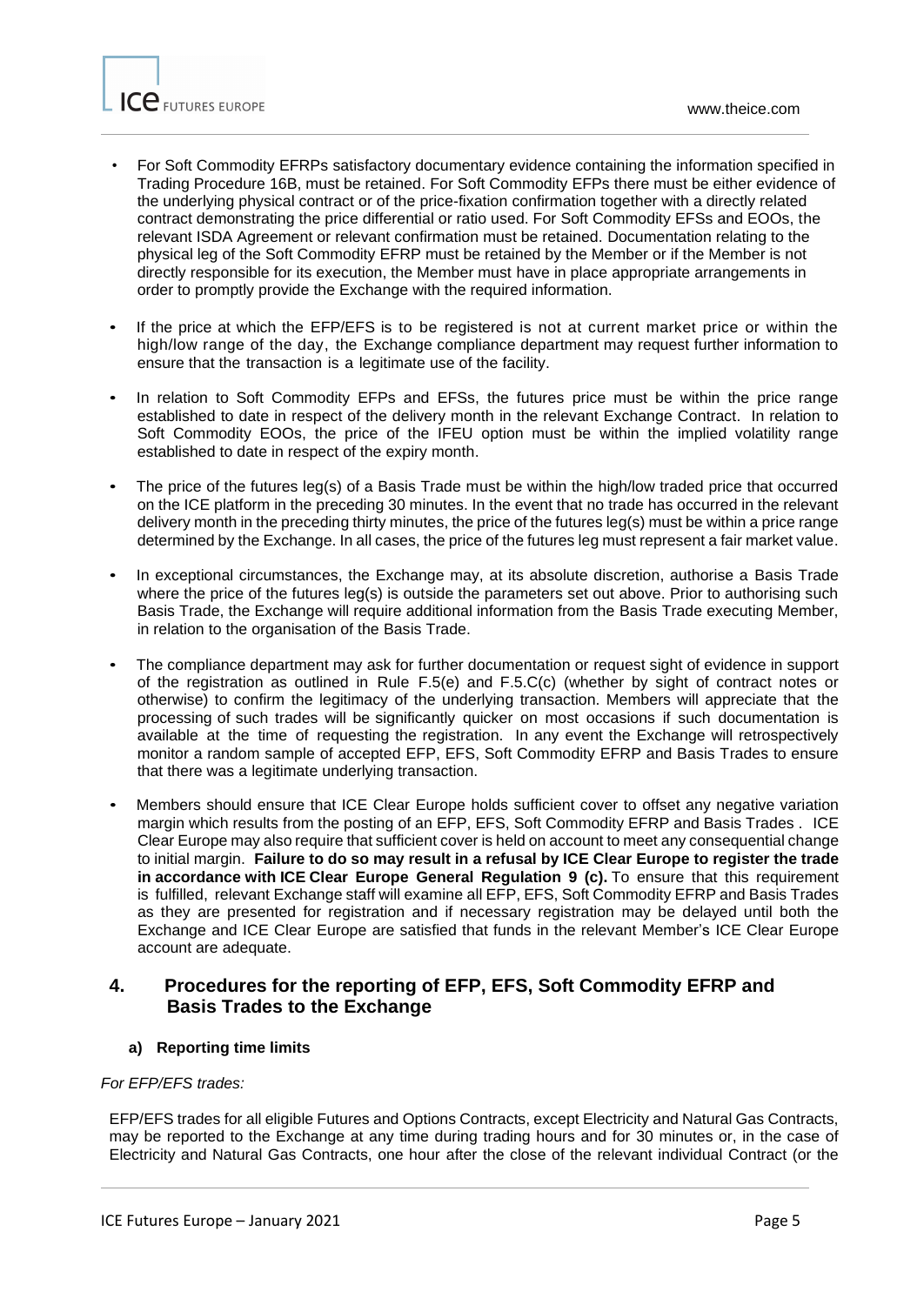- For Soft Commodity EFRPs satisfactory documentary evidence containing the information specified in Trading Procedure 16B, must be retained. For Soft Commodity EFPs there must be either evidence of the underlying physical contract or of the price-fixation confirmation together with a directly related contract demonstrating the price differential or ratio used. For Soft Commodity EFSs and EOOs, the relevant ISDA Agreement or relevant confirmation must be retained. Documentation relating to the physical leg of the Soft Commodity EFRP must be retained by the Member or if the Member is not directly responsible for its execution, the Member must have in place appropriate arrangements in order to promptly provide the Exchange with the required information.

- If the price at which the EFP/EFS is to be registered is not at current market price or within the high/low range of the day, the Exchange compliance department may request further information to ensure that the transaction is a legitimate use of the facility.

- In relation to Soft Commodity EFPs and EFSs, the futures price must be within the price range established to date in respect of the delivery month in the relevant Exchange Contract. In relation to Soft Commodity EOOs, the price of the IFEU option must be within the implied volatility range established to date in respect of the expiry month.

- The price of the futures leg(s) of a Basis Trade must be within the high/low traded price that occurred on the ICE platform in the preceding 30 minutes. In the event that no trade has occurred in the relevant delivery month in the preceding thirty minutes, the price of the futures leg(s) must be within a price range determined by the Exchange. In all cases, the price of the futures leg must represent a fair market value.

- In exceptional circumstances, the Exchange may, at its absolute discretion, authorise a Basis Trade where the price of the futures leg(s) is outside the parameters set out above. Prior to authorising such Basis Trade, the Exchange will require additional information from the Basis Trade executing Member, in relation to the organisation of the Basis Trade.

- The compliance department may ask for further documentation or request sight of evidence in support of the registration as outlined in Rule F.5(e) and F.5.C(c) (whether by sight of contract notes or otherwise) to confirm the legitimacy of the underlying transaction. Members will appreciate that the processing of such trades will be significantly quicker on most occasions if such documentation is available at the time of requesting the registration. In any event the Exchange will retrospectively monitor a random sample of accepted EFP, EFS, Soft Commodity EFRP and Basis Trades to ensure that there was a legitimate underlying transaction.

- Members should ensure that ICE Clear Europe holds sufficient cover to offset any negative variation margin which results from the posting of an EFP, EFS, Soft Commodity EFRP and Basis Trades . ICE Clear Europe may also require that sufficient cover is held on account to meet any consequential change to initial margin. **Failure to do so may result in a refusal by ICE Clear Europe to register the trade in accordance with ICE Clear Europe General Regulation 9 (c).** To ensure that this requirement is fulfilled, relevant Exchange staff will examine all EFP, EFS, Soft Commodity EFRP and Basis Trades as they are presented for registration and if necessary registration may be delayed until both the Exchange and ICE Clear Europe are satisfied that funds in the relevant Member's ICE Clear Europe account are adequate.

## 4. Procedures for the reporting of EFP, EFS, Soft Commodity EFRP and Basis Trades to the Exchange

### a) Reporting time limits

*For EFP/EFS trades:*

EFP/EFS trades for all eligible Futures and Options Contracts, except Electricity and Natural Gas Contracts, may be reported to the Exchange at any time during trading hours and for 30 minutes or, in the case of Electricity and Natural Gas Contracts, one hour after the close of the relevant individual Contract (or the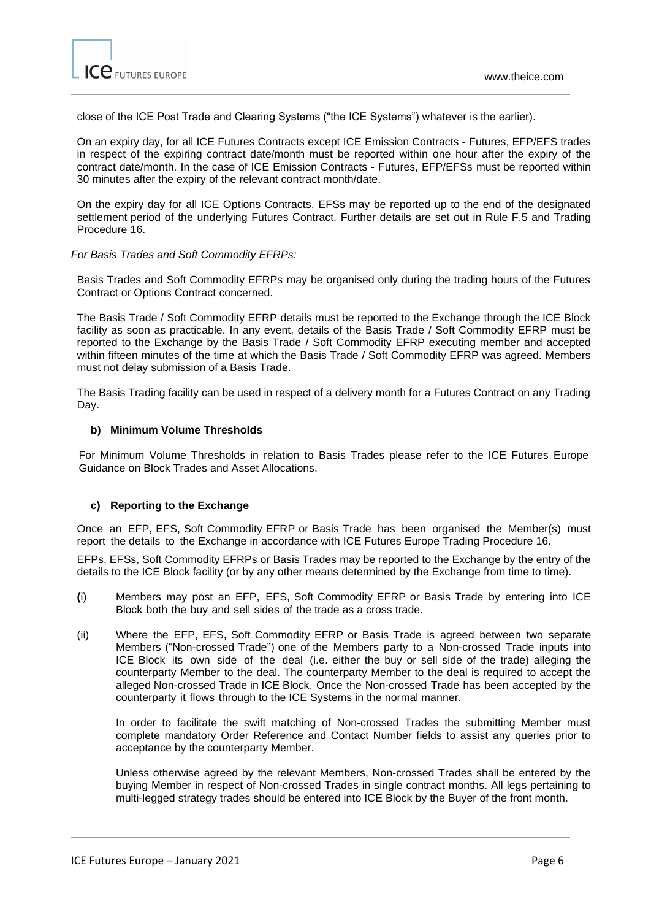close of the ICE Post Trade and Clearing Systems ("the ICE Systems") whatever is the earlier).

On an expiry day, for all ICE Futures Contracts except ICE Emission Contracts - Futures, EFP/EFS trades in respect of the expiring contract date/month must be reported within one hour after the expiry of the contract date/month. In the case of ICE Emission Contracts - Futures, EFP/EFSs must be reported within 30 minutes after the expiry of the relevant contract month/date.

On the expiry day for all ICE Options Contracts, EFSs may be reported up to the end of the designated settlement period of the underlying Futures Contract. Further details are set out in Rule F.5 and Trading Procedure 16.

*For Basis Trades and Soft Commodity EFRPs:*

Basis Trades and Soft Commodity EFRPs may be organised only during the trading hours of the Futures Contract or Options Contract concerned.

The Basis Trade / Soft Commodity EFRP details must be reported to the Exchange through the ICE Block facility as soon as practicable. In any event, details of the Basis Trade / Soft Commodity EFRP must be reported to the Exchange by the Basis Trade / Soft Commodity EFRP executing member and accepted within fifteen minutes of the time at which the Basis Trade / Soft Commodity EFRP was agreed. Members must not delay submission of a Basis Trade.

The Basis Trading facility can be used in respect of a delivery month for a Futures Contract on any Trading Day.

#### b) Minimum Volume Thresholds

For Minimum Volume Thresholds in relation to Basis Trades please refer to the ICE Futures Europe Guidance on Block Trades and Asset Allocations.

#### c) Reporting to the Exchange

Once an EFP, EFS, Soft Commodity EFRP or Basis Trade has been organised the Member(s) must report the details to the Exchange in accordance with ICE Futures Europe Trading Procedure 16.

EFPs, EFSs, Soft Commodity EFRPs or Basis Trades may be reported to the Exchange by the entry of the details to the ICE Block facility (or by any other means determined by the Exchange from time to time).

(i) Members may post an EFP, EFS, Soft Commodity EFRP or Basis Trade by entering into ICE Block both the buy and sell sides of the trade as a cross trade.

(ii) Where the EFP, EFS, Soft Commodity EFRP or Basis Trade is agreed between two separate Members ("Non-crossed Trade") one of the Members party to a Non-crossed Trade inputs into ICE Block its own side of the deal (i.e. either the buy or sell side of the trade) alleging the counterparty Member to the deal. The counterparty Member to the deal is required to accept the alleged Non-crossed Trade in ICE Block. Once the Non-crossed Trade has been accepted by the counterparty it flows through to the ICE Systems in the normal manner.

    In order to facilitate the swift matching of Non-crossed Trades the submitting Member must complete mandatory Order Reference and Contact Number fields to assist any queries prior to acceptance by the counterparty Member.

    Unless otherwise agreed by the relevant Members, Non-crossed Trades shall be entered by the buying Member in respect of Non-crossed Trades in single contract months. All legs pertaining to multi-legged strategy trades should be entered into ICE Block by the Buyer of the front month.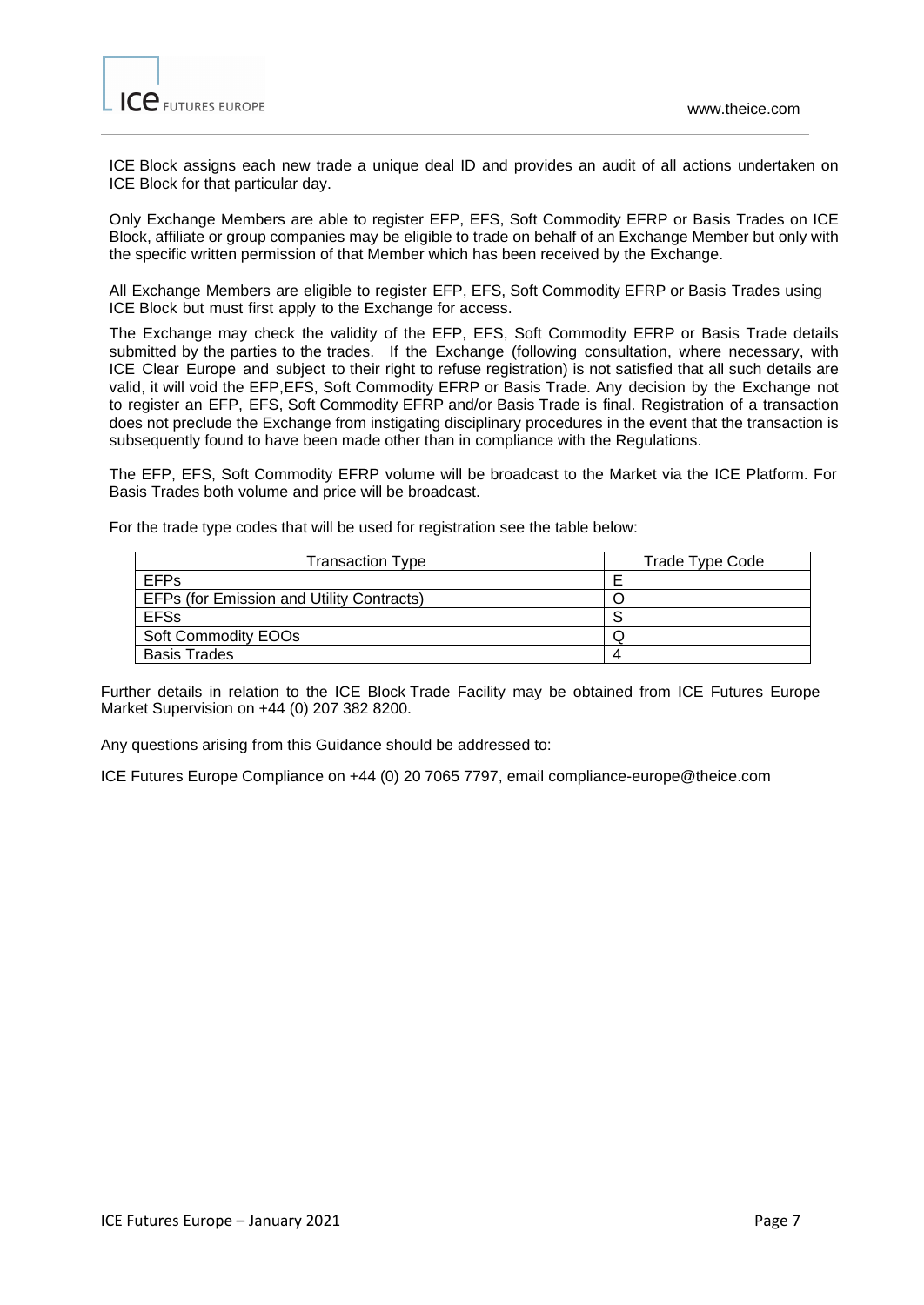ICE Block assigns each new trade a unique deal ID and provides an audit of all actions undertaken on ICE Block for that particular day.

Only Exchange Members are able to register EFP, EFS, Soft Commodity EFRP or Basis Trades on ICE Block, affiliate or group companies may be eligible to trade on behalf of an Exchange Member but only with the specific written permission of that Member which has been received by the Exchange.

All Exchange Members are eligible to register EFP, EFS, Soft Commodity EFRP or Basis Trades using ICE Block but must first apply to the Exchange for access.

The Exchange may check the validity of the EFP, EFS, Soft Commodity EFRP or Basis Trade details submitted by the parties to the trades. If the Exchange (following consultation, where necessary, with ICE Clear Europe and subject to their right to refuse registration) is not satisfied that all such details are valid, it will void the EFP,EFS, Soft Commodity EFRP or Basis Trade. Any decision by the Exchange not to register an EFP, EFS, Soft Commodity EFRP and/or Basis Trade is final. Registration of a transaction does not preclude the Exchange from instigating disciplinary procedures in the event that the transaction is subsequently found to have been made other than in compliance with the Regulations.

The EFP, EFS, Soft Commodity EFRP volume will be broadcast to the Market via the ICE Platform. For Basis Trades both volume and price will be broadcast.

For the trade type codes that will be used for registration see the table below:

| Transaction Type | Trade Type Code |
|---|---|
| EFPs | E |
| EFPs (for Emission and Utility Contracts) | O |
| EFSs | S |
| Soft Commodity EOOs | Q |
| Basis Trades | 4 |

Further details in relation to the ICE Block Trade Facility may be obtained from ICE Futures Europe Market Supervision on +44 (0) 207 382 8200.

Any questions arising from this Guidance should be addressed to:

ICE Futures Europe Compliance on +44 (0) 20 7065 7797, email compliance-europe@theice.com